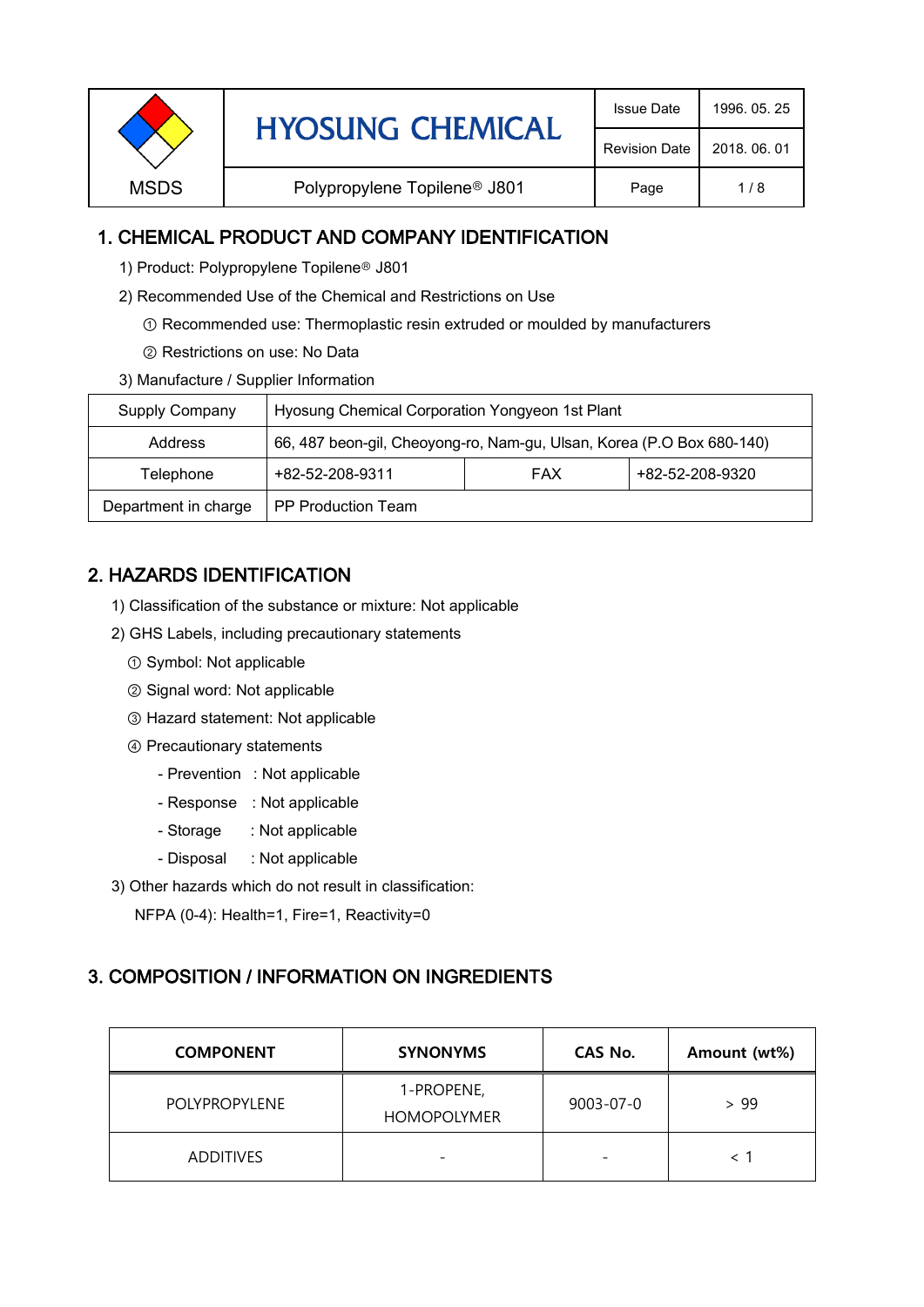| MSDS | HYOSUNG CHEMICAL | Issue Date | 1996. 05. 25 |
|---|---|---|---|
| | | Revision Date | 2018. 06. 01 |
| | Polypropylene Topilene® J801 | Page | 1 / 8 |

## 1. CHEMICAL PRODUCT AND COMPANY IDENTIFICATION

1) Product: Polypropylene Topilene® J801

2) Recommended Use of the Chemical and Restrictions on Use

① Recommended use: Thermoplastic resin extruded or moulded by manufacturers

② Restrictions on use: No Data

3) Manufacture / Supplier Information

| Supply Company | Hyosung Chemical Corporation Yongyeon 1st Plant | | |
|---|---|---|---|
| Address | 66, 487 beon-gil, Cheoyong-ro, Nam-gu, Ulsan, Korea (P.O Box 680-140) | | |
| Telephone | +82-52-208-9311 | FAX | +82-52-208-9320 |
| Department in charge | PP Production Team | | |

## 2. HAZARDS IDENTIFICATION

1) Classification of the substance or mixture: Not applicable

2) GHS Labels, including precautionary statements

① Symbol: Not applicable

② Signal word: Not applicable

③ Hazard statement: Not applicable

④ Precautionary statements

- Prevention : Not applicable
- Response : Not applicable
- Storage : Not applicable
- Disposal : Not applicable

3) Other hazards which do not result in classification:

NFPA (0-4): Health=1, Fire=1, Reactivity=0

## 3. COMPOSITION / INFORMATION ON INGREDIENTS

| COMPONENT | SYNONYMS | CAS No. | Amount (wt%) |
|---|---|---|---|
| POLYPROPYLENE | 1-PROPENE, HOMOPOLYMER | 9003-07-0 | > 99 |
| ADDITIVES | - | - | < 1 |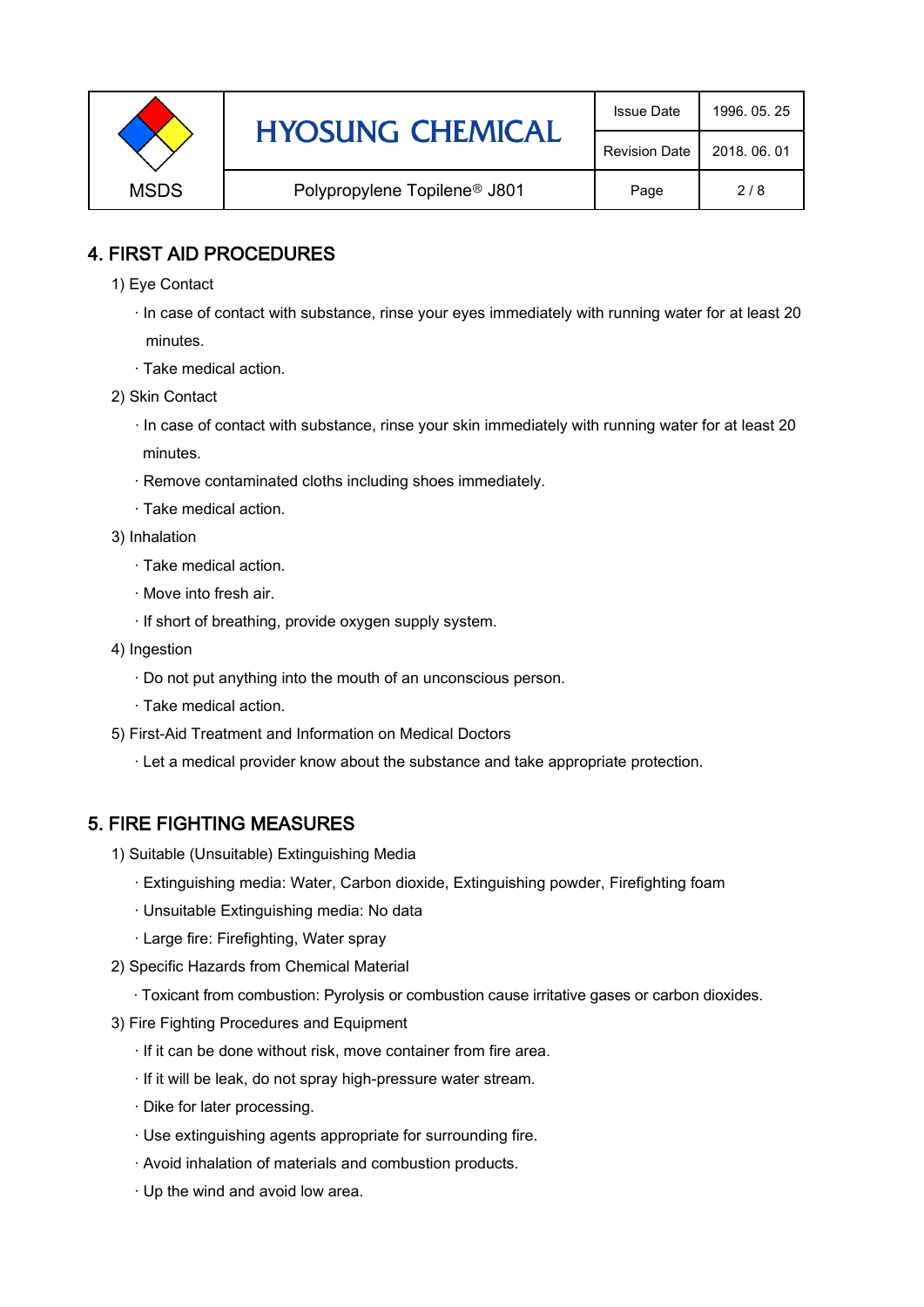## 4. FIRST AID PROCEDURES

1) Eye Contact

· In case of contact with substance, rinse your eyes immediately with running water for at least 20 minutes.

· Take medical action.

2) Skin Contact

· In case of contact with substance, rinse your skin immediately with running water for at least 20 minutes.

· Remove contaminated cloths including shoes immediately.

· Take medical action.

3) Inhalation

· Take medical action.

· Move into fresh air.

· If short of breathing, provide oxygen supply system.

4) Ingestion

· Do not put anything into the mouth of an unconscious person.

· Take medical action.

5) First-Aid Treatment and Information on Medical Doctors

· Let a medical provider know about the substance and take appropriate protection.

## 5. FIRE FIGHTING MEASURES

1) Suitable (Unsuitable) Extinguishing Media

· Extinguishing media: Water, Carbon dioxide, Extinguishing powder, Firefighting foam

· Unsuitable Extinguishing media: No data

· Large fire: Firefighting, Water spray

2) Specific Hazards from Chemical Material

· Toxicant from combustion: Pyrolysis or combustion cause irritative gases or carbon dioxides.

3) Fire Fighting Procedures and Equipment

· If it can be done without risk, move container from fire area.

· If it will be leak, do not spray high-pressure water stream.

· Dike for later processing.

· Use extinguishing agents appropriate for surrounding fire.

· Avoid inhalation of materials and combustion products.

· Up the wind and avoid low area.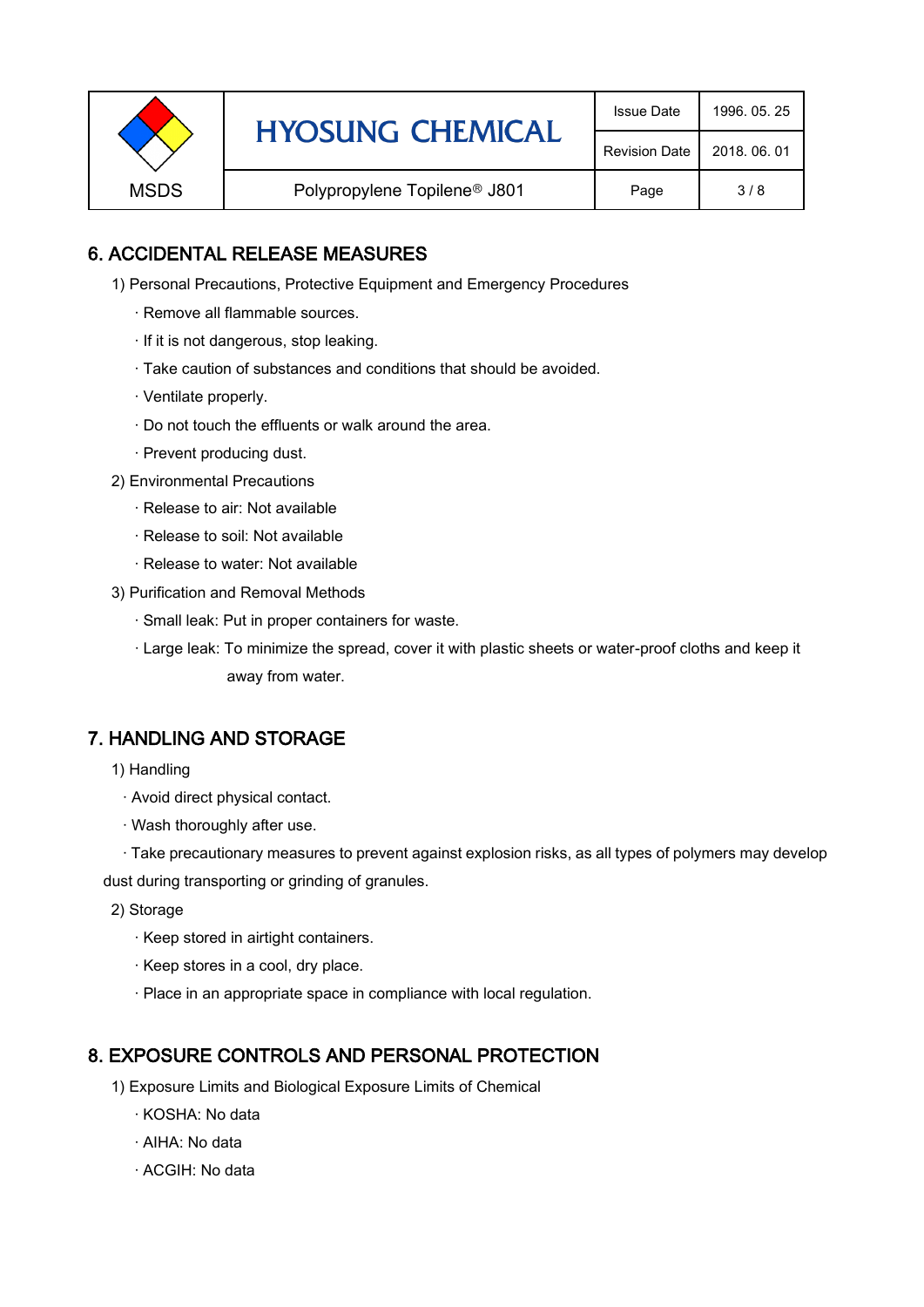## 6. ACCIDENTAL RELEASE MEASURES

1) Personal Precautions, Protective Equipment and Emergency Procedures

- · Remove all flammable sources.
- · If it is not dangerous, stop leaking.
- · Take caution of substances and conditions that should be avoided.
- · Ventilate properly.
- · Do not touch the effluents or walk around the area.
- · Prevent producing dust.

2) Environmental Precautions

- · Release to air: Not available
- · Release to soil: Not available
- · Release to water: Not available

3) Purification and Removal Methods

- · Small leak: Put in proper containers for waste.
- · Large leak: To minimize the spread, cover it with plastic sheets or water-proof cloths and keep it away from water.

## 7. HANDLING AND STORAGE

1) Handling

- · Avoid direct physical contact.
- · Wash thoroughly after use.
- · Take precautionary measures to prevent against explosion risks, as all types of polymers may develop dust during transporting or grinding of granules.

2) Storage

- · Keep stored in airtight containers.
- · Keep stores in a cool, dry place.
- · Place in an appropriate space in compliance with local regulation.

## 8. EXPOSURE CONTROLS AND PERSONAL PROTECTION

1) Exposure Limits and Biological Exposure Limits of Chemical

- · KOSHA: No data
- · AIHA: No data
- · ACGIH: No data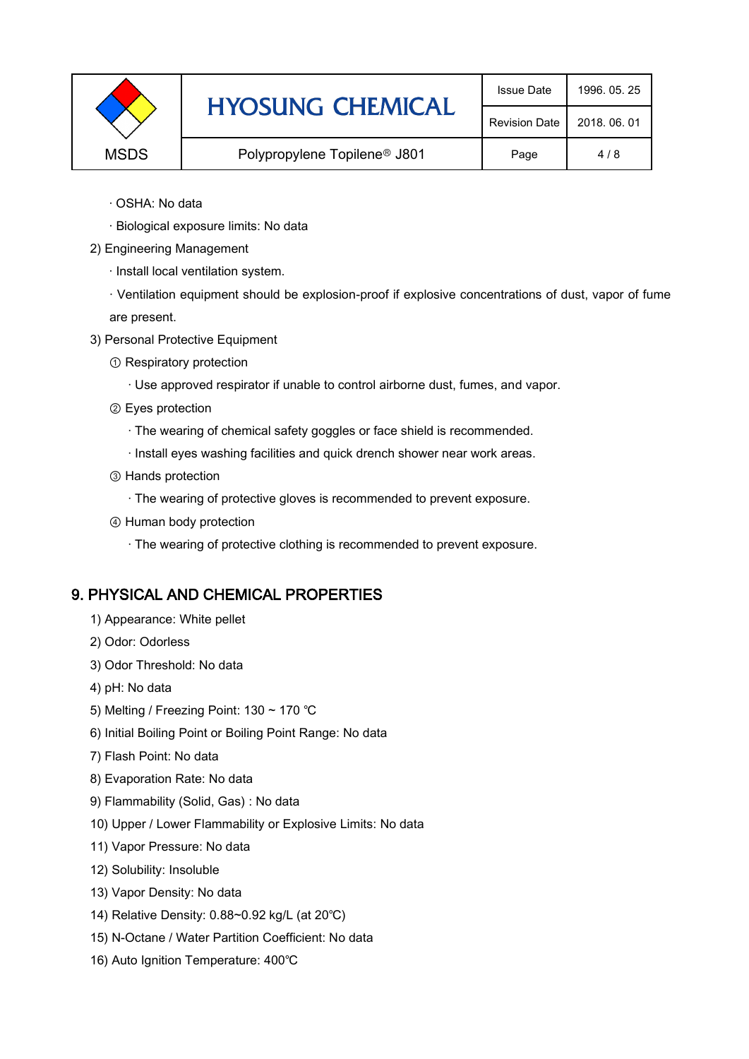· OSHA: No data

· Biological exposure limits: No data

2) Engineering Management

· Install local ventilation system.

· Ventilation equipment should be explosion-proof if explosive concentrations of dust, vapor of fume are present.

3) Personal Protective Equipment

① Respiratory protection

· Use approved respirator if unable to control airborne dust, fumes, and vapor.

② Eyes protection

· The wearing of chemical safety goggles or face shield is recommended.

· Install eyes washing facilities and quick drench shower near work areas.

③ Hands protection

· The wearing of protective gloves is recommended to prevent exposure.

④ Human body protection

· The wearing of protective clothing is recommended to prevent exposure.

## 9. PHYSICAL AND CHEMICAL PROPERTIES

1) Appearance: White pellet

2) Odor: Odorless

3) Odor Threshold: No data

4) pH: No data

5) Melting / Freezing Point: 130 ~ 170 ℃

6) Initial Boiling Point or Boiling Point Range: No data

7) Flash Point: No data

8) Evaporation Rate: No data

9) Flammability (Solid, Gas) : No data

10) Upper / Lower Flammability or Explosive Limits: No data

11) Vapor Pressure: No data

12) Solubility: Insoluble

13) Vapor Density: No data

14) Relative Density: 0.88~0.92 kg/L (at 20℃)

15) N-Octane / Water Partition Coefficient: No data

16) Auto Ignition Temperature: 400℃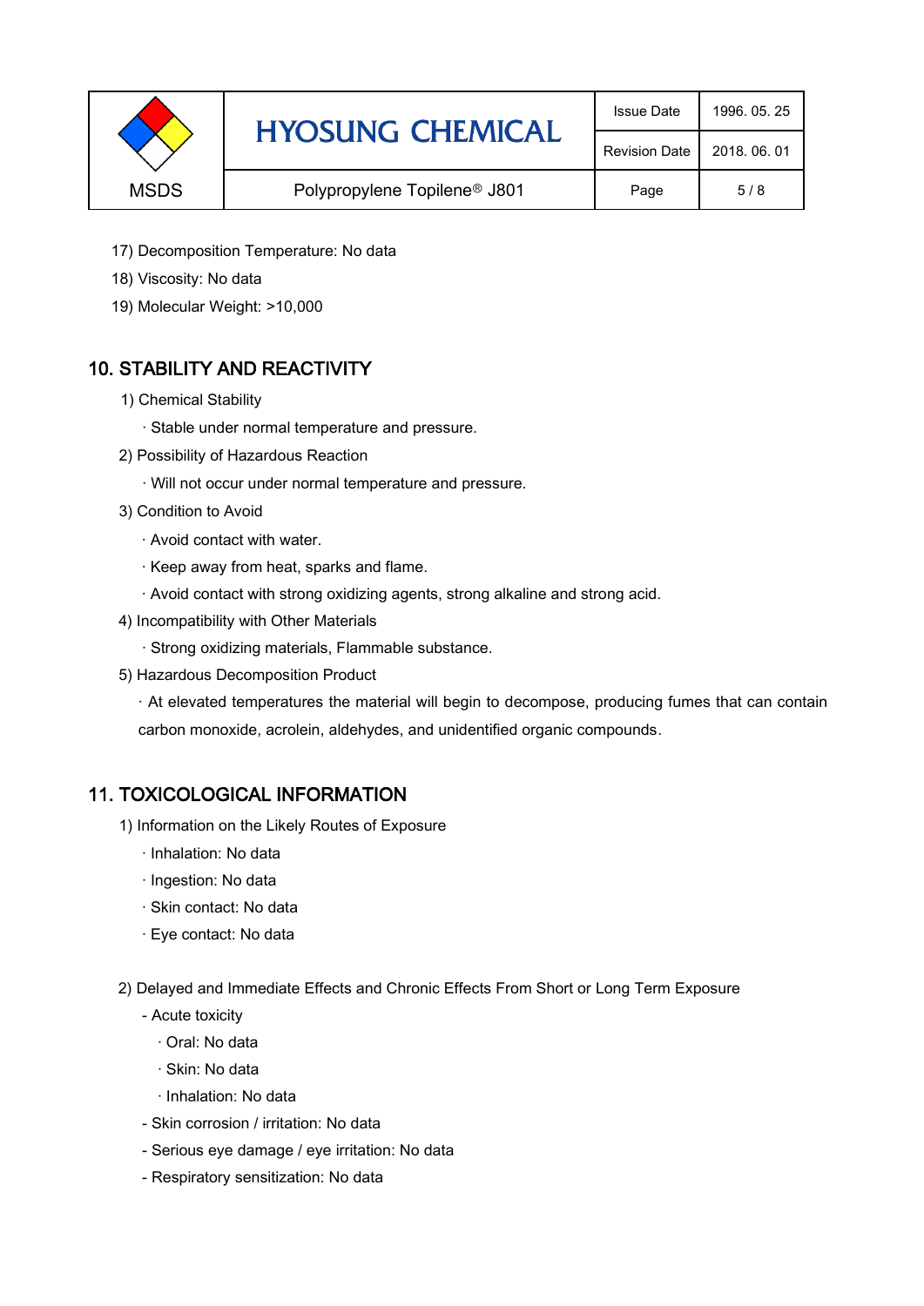17) Decomposition Temperature: No data

18) Viscosity: No data

19) Molecular Weight: >10,000

## 10. STABILITY AND REACTIVITY

1) Chemical Stability

· Stable under normal temperature and pressure.

2) Possibility of Hazardous Reaction

· Will not occur under normal temperature and pressure.

3) Condition to Avoid

· Avoid contact with water.

· Keep away from heat, sparks and flame.

· Avoid contact with strong oxidizing agents, strong alkaline and strong acid.

4) Incompatibility with Other Materials

· Strong oxidizing materials, Flammable substance.

5) Hazardous Decomposition Product

· At elevated temperatures the material will begin to decompose, producing fumes that can contain carbon monoxide, acrolein, aldehydes, and unidentified organic compounds.

## 11. TOXICOLOGICAL INFORMATION

1) Information on the Likely Routes of Exposure

· Inhalation: No data

· Ingestion: No data

· Skin contact: No data

· Eye contact: No data

2) Delayed and Immediate Effects and Chronic Effects From Short or Long Term Exposure

- Acute toxicity
  - · Oral: No data
  - · Skin: No data
  - · Inhalation: No data
- Skin corrosion / irritation: No data
- Serious eye damage / eye irritation: No data
- Respiratory sensitization: No data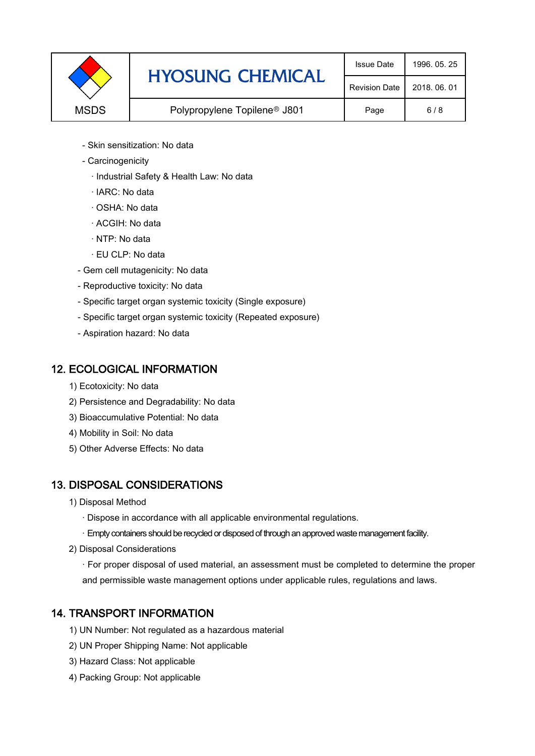- Skin sensitization: No data
- Carcinogenicity
  - · Industrial Safety & Health Law: No data
  - · IARC: No data
  - · OSHA: No data
  - · ACGIH: No data
  - · NTP: No data
  - · EU CLP: No data
- Gem cell mutagenicity: No data
- Reproductive toxicity: No data
- Specific target organ systemic toxicity (Single exposure)
- Specific target organ systemic toxicity (Repeated exposure)
- Aspiration hazard: No data

## 12. ECOLOGICAL INFORMATION

1) Ecotoxicity: No data
2) Persistence and Degradability: No data
3) Bioaccumulative Potential: No data
4) Mobility in Soil: No data
5) Other Adverse Effects: No data

## 13. DISPOSAL CONSIDERATIONS

1) Disposal Method
   · Dispose in accordance with all applicable environmental regulations.
   · Empty containers should be recycled or disposed of through an approved waste management facility.
2) Disposal Considerations
   · For proper disposal of used material, an assessment must be completed to determine the proper and permissible waste management options under applicable rules, regulations and laws.

## 14. TRANSPORT INFORMATION

1) UN Number: Not regulated as a hazardous material
2) UN Proper Shipping Name: Not applicable
3) Hazard Class: Not applicable
4) Packing Group: Not applicable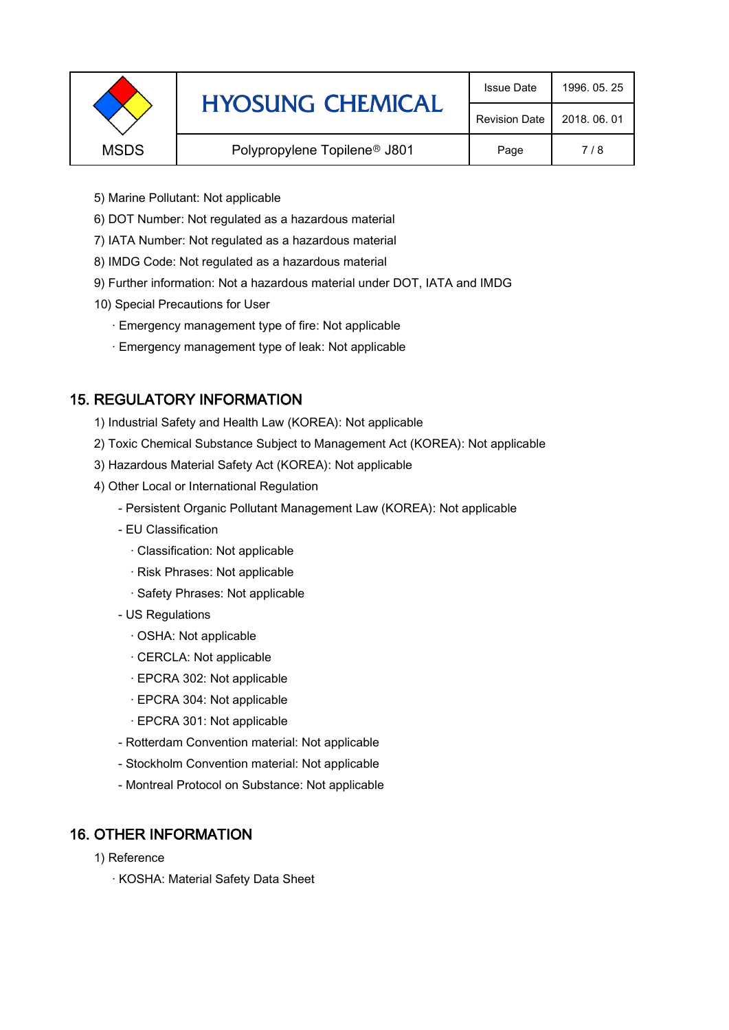5) Marine Pollutant: Not applicable

6) DOT Number: Not regulated as a hazardous material

7) IATA Number: Not regulated as a hazardous material

8) IMDG Code: Not regulated as a hazardous material

9) Further information: Not a hazardous material under DOT, IATA and IMDG

10) Special Precautions for User

- · Emergency management type of fire: Not applicable
- · Emergency management type of leak: Not applicable

## 15. REGULATORY INFORMATION

1) Industrial Safety and Health Law (KOREA): Not applicable

2) Toxic Chemical Substance Subject to Management Act (KOREA): Not applicable

3) Hazardous Material Safety Act (KOREA): Not applicable

4) Other Local or International Regulation

- Persistent Organic Pollutant Management Law (KOREA): Not applicable
- EU Classification
  - · Classification: Not applicable
  - · Risk Phrases: Not applicable
  - · Safety Phrases: Not applicable
- US Regulations
  - · OSHA: Not applicable
  - · CERCLA: Not applicable
  - · EPCRA 302: Not applicable
  - · EPCRA 304: Not applicable
  - · EPCRA 301: Not applicable
- Rotterdam Convention material: Not applicable
- Stockholm Convention material: Not applicable
- Montreal Protocol on Substance: Not applicable

## 16. OTHER INFORMATION

1) Reference

- · KOSHA: Material Safety Data Sheet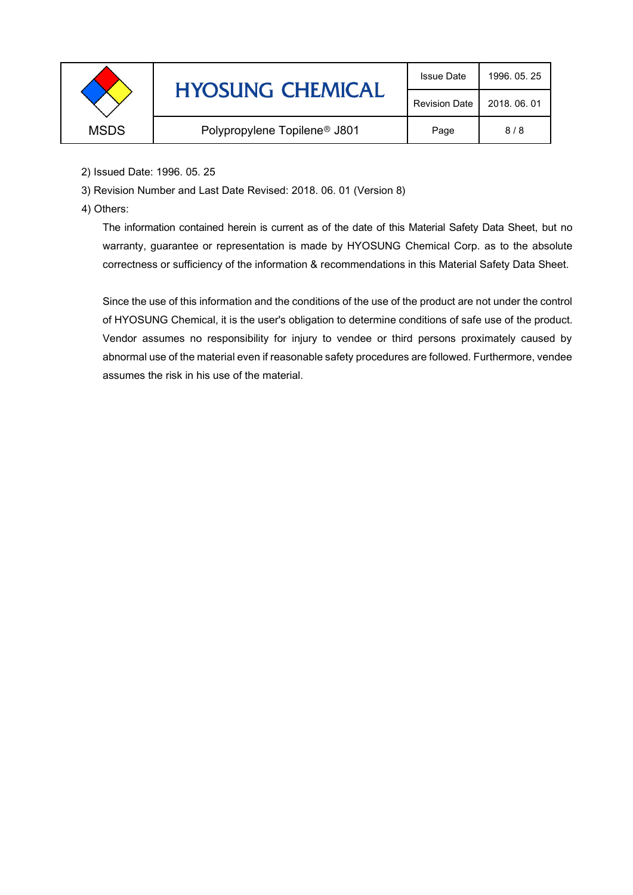2) Issued Date: 1996. 05. 25

3) Revision Number and Last Date Revised: 2018. 06. 01 (Version 8)

4) Others:

The information contained herein is current as of the date of this Material Safety Data Sheet, but no warranty, guarantee or representation is made by HYOSUNG Chemical Corp. as to the absolute correctness or sufficiency of the information & recommendations in this Material Safety Data Sheet.

Since the use of this information and the conditions of the use of the product are not under the control of HYOSUNG Chemical, it is the user's obligation to determine conditions of safe use of the product. Vendor assumes no responsibility for injury to vendee or third persons proximately caused by abnormal use of the material even if reasonable safety procedures are followed. Furthermore, vendee assumes the risk in his use of the material.